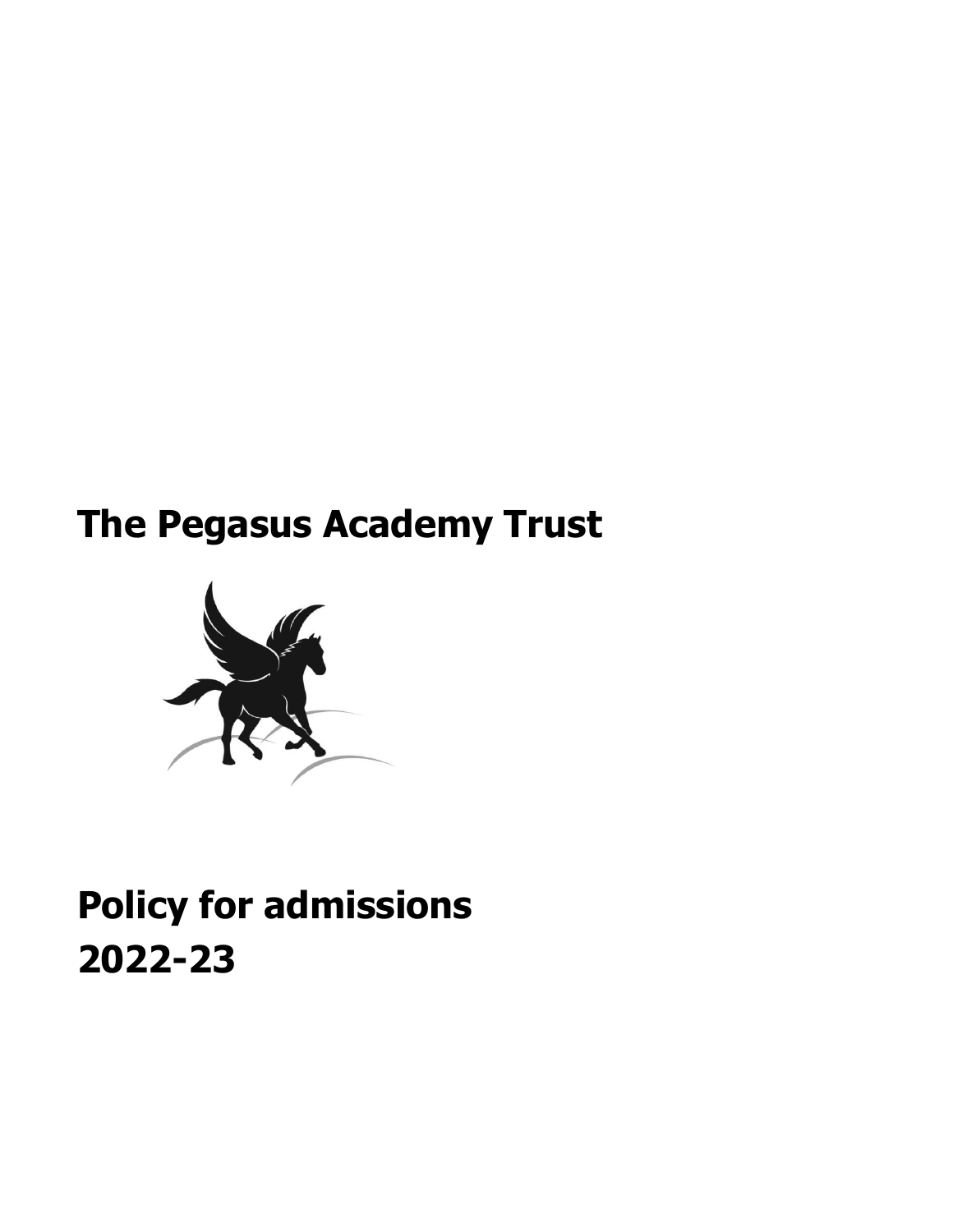# The Pegasus Academy Trust

# Policy for admissions 2022-23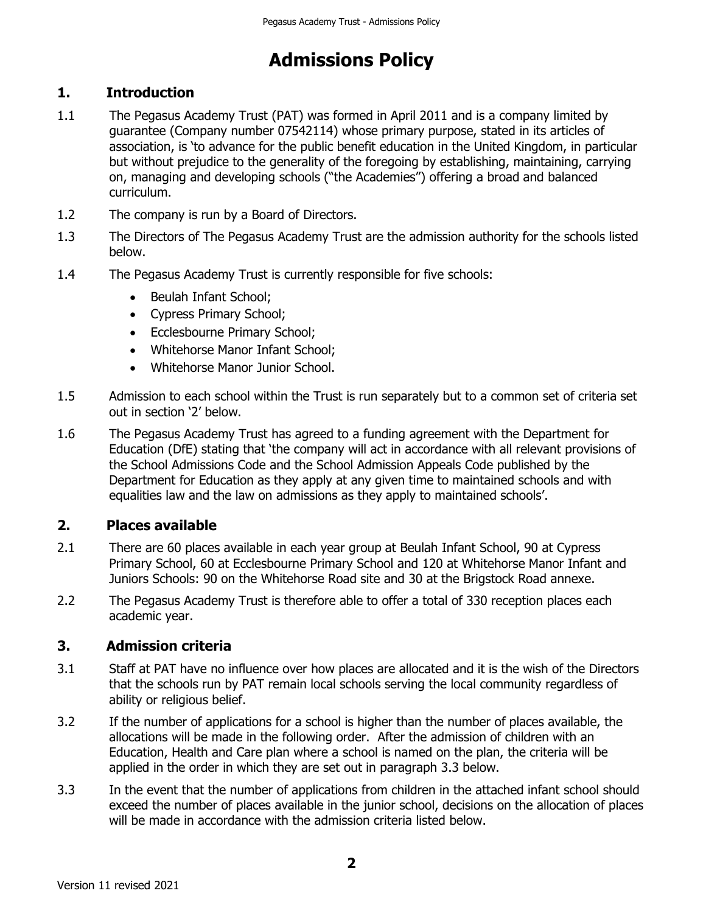# Admissions Policy

## 1. Introduction

1.1 The Pegasus Academy Trust (PAT) was formed in April 2011 and is a company limited by guarantee (Company number 07542114) whose primary purpose, stated in its articles of association, is 'to advance for the public benefit education in the United Kingdom, in particular but without prejudice to the generality of the foregoing by establishing, maintaining, carrying on, managing and developing schools ("the Academies") offering a broad and balanced curriculum.

1.2 The company is run by a Board of Directors.

1.3 The Directors of The Pegasus Academy Trust are the admission authority for the schools listed below.

1.4 The Pegasus Academy Trust is currently responsible for five schools:

- Beulah Infant School;
- Cypress Primary School;
- Ecclesbourne Primary School;
- Whitehorse Manor Infant School;
- Whitehorse Manor Junior School.

1.5 Admission to each school within the Trust is run separately but to a common set of criteria set out in section '2' below.

1.6 The Pegasus Academy Trust has agreed to a funding agreement with the Department for Education (DfE) stating that 'the company will act in accordance with all relevant provisions of the School Admissions Code and the School Admission Appeals Code published by the Department for Education as they apply at any given time to maintained schools and with equalities law and the law on admissions as they apply to maintained schools'.

## 2. Places available

2.1 There are 60 places available in each year group at Beulah Infant School, 90 at Cypress Primary School, 60 at Ecclesbourne Primary School and 120 at Whitehorse Manor Infant and Juniors Schools: 90 on the Whitehorse Road site and 30 at the Brigstock Road annexe.

2.2 The Pegasus Academy Trust is therefore able to offer a total of 330 reception places each academic year.

## 3. Admission criteria

3.1 Staff at PAT have no influence over how places are allocated and it is the wish of the Directors that the schools run by PAT remain local schools serving the local community regardless of ability or religious belief.

3.2 If the number of applications for a school is higher than the number of places available, the allocations will be made in the following order. After the admission of children with an Education, Health and Care plan where a school is named on the plan, the criteria will be applied in the order in which they are set out in paragraph 3.3 below.

3.3 In the event that the number of applications from children in the attached infant school should exceed the number of places available in the junior school, decisions on the allocation of places will be made in accordance with the admission criteria listed below.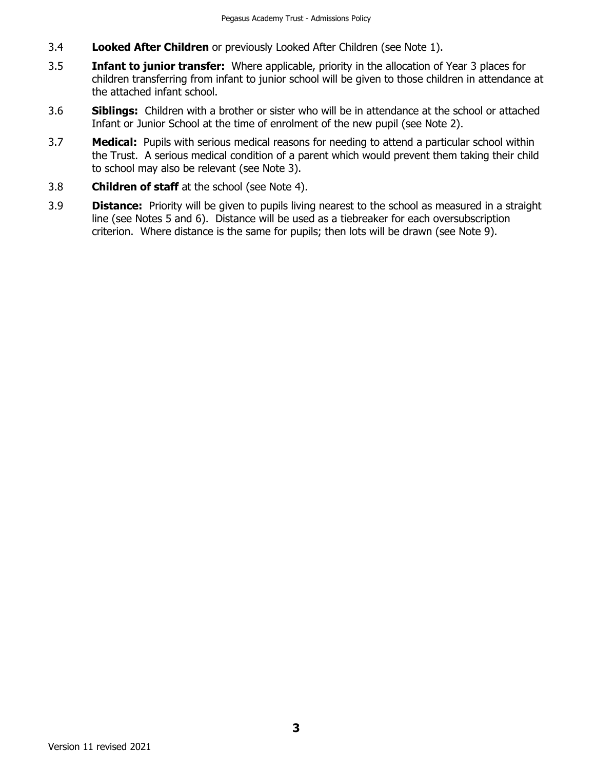3.4 **Looked After Children** or previously Looked After Children (see Note 1).

3.5 **Infant to junior transfer:** Where applicable, priority in the allocation of Year 3 places for children transferring from infant to junior school will be given to those children in attendance at the attached infant school.

3.6 **Siblings:** Children with a brother or sister who will be in attendance at the school or attached Infant or Junior School at the time of enrolment of the new pupil (see Note 2).

3.7 **Medical:** Pupils with serious medical reasons for needing to attend a particular school within the Trust. A serious medical condition of a parent which would prevent them taking their child to school may also be relevant (see Note 3).

3.8 **Children of staff** at the school (see Note 4).

3.9 **Distance:** Priority will be given to pupils living nearest to the school as measured in a straight line (see Notes 5 and 6). Distance will be used as a tiebreaker for each oversubscription criterion. Where distance is the same for pupils; then lots will be drawn (see Note 9).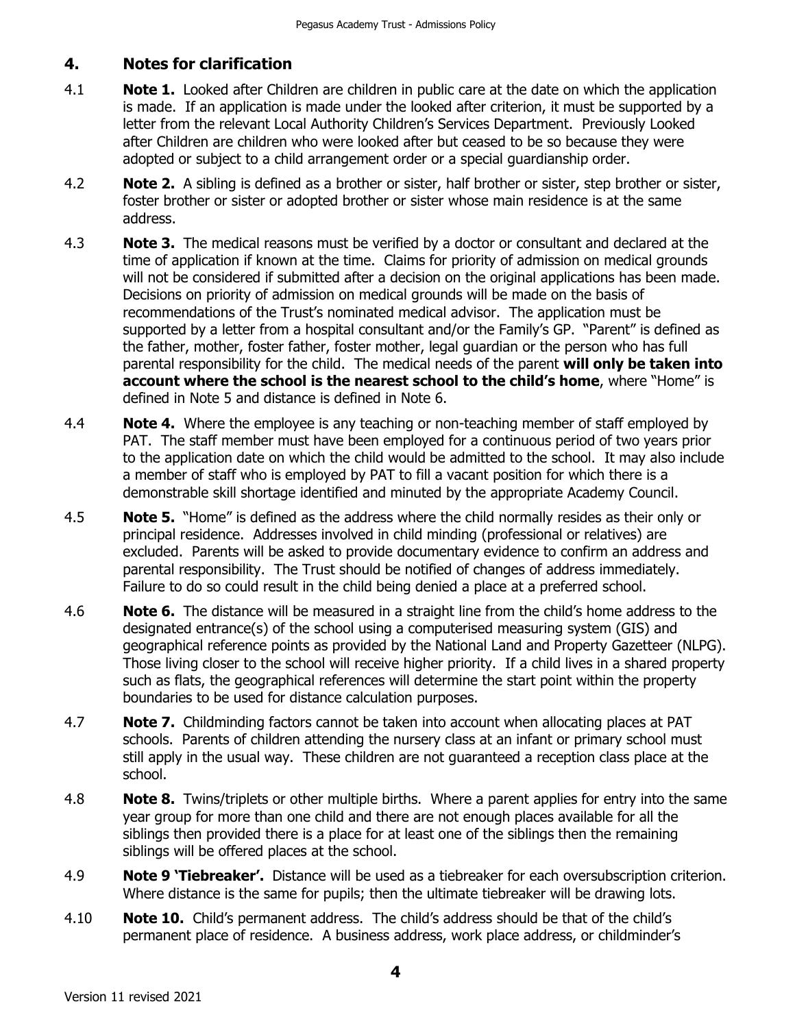## 4. Notes for clarification

4.1 **Note 1.** Looked after Children are children in public care at the date on which the application is made. If an application is made under the looked after criterion, it must be supported by a letter from the relevant Local Authority Children's Services Department. Previously Looked after Children are children who were looked after but ceased to be so because they were adopted or subject to a child arrangement order or a special guardianship order.

4.2 **Note 2.** A sibling is defined as a brother or sister, half brother or sister, step brother or sister, foster brother or sister or adopted brother or sister whose main residence is at the same address.

4.3 **Note 3.** The medical reasons must be verified by a doctor or consultant and declared at the time of application if known at the time. Claims for priority of admission on medical grounds will not be considered if submitted after a decision on the original applications has been made. Decisions on priority of admission on medical grounds will be made on the basis of recommendations of the Trust's nominated medical advisor. The application must be supported by a letter from a hospital consultant and/or the Family's GP. "Parent" is defined as the father, mother, foster father, foster mother, legal guardian or the person who has full parental responsibility for the child. The medical needs of the parent **will only be taken into account where the school is the nearest school to the child's home**, where "Home" is defined in Note 5 and distance is defined in Note 6.

4.4 **Note 4.** Where the employee is any teaching or non-teaching member of staff employed by PAT. The staff member must have been employed for a continuous period of two years prior to the application date on which the child would be admitted to the school. It may also include a member of staff who is employed by PAT to fill a vacant position for which there is a demonstrable skill shortage identified and minuted by the appropriate Academy Council.

4.5 **Note 5.** "Home" is defined as the address where the child normally resides as their only or principal residence. Addresses involved in child minding (professional or relatives) are excluded. Parents will be asked to provide documentary evidence to confirm an address and parental responsibility. The Trust should be notified of changes of address immediately. Failure to do so could result in the child being denied a place at a preferred school.

4.6 **Note 6.** The distance will be measured in a straight line from the child's home address to the designated entrance(s) of the school using a computerised measuring system (GIS) and geographical reference points as provided by the National Land and Property Gazetteer (NLPG). Those living closer to the school will receive higher priority. If a child lives in a shared property such as flats, the geographical references will determine the start point within the property boundaries to be used for distance calculation purposes.

4.7 **Note 7.** Childminding factors cannot be taken into account when allocating places at PAT schools. Parents of children attending the nursery class at an infant or primary school must still apply in the usual way. These children are not guaranteed a reception class place at the school.

4.8 **Note 8.** Twins/triplets or other multiple births. Where a parent applies for entry into the same year group for more than one child and there are not enough places available for all the siblings then provided there is a place for at least one of the siblings then the remaining siblings will be offered places at the school.

4.9 **Note 9 'Tiebreaker'.** Distance will be used as a tiebreaker for each oversubscription criterion. Where distance is the same for pupils; then the ultimate tiebreaker will be drawing lots.

4.10 **Note 10.** Child's permanent address. The child's address should be that of the child's permanent place of residence. A business address, work place address, or childminder's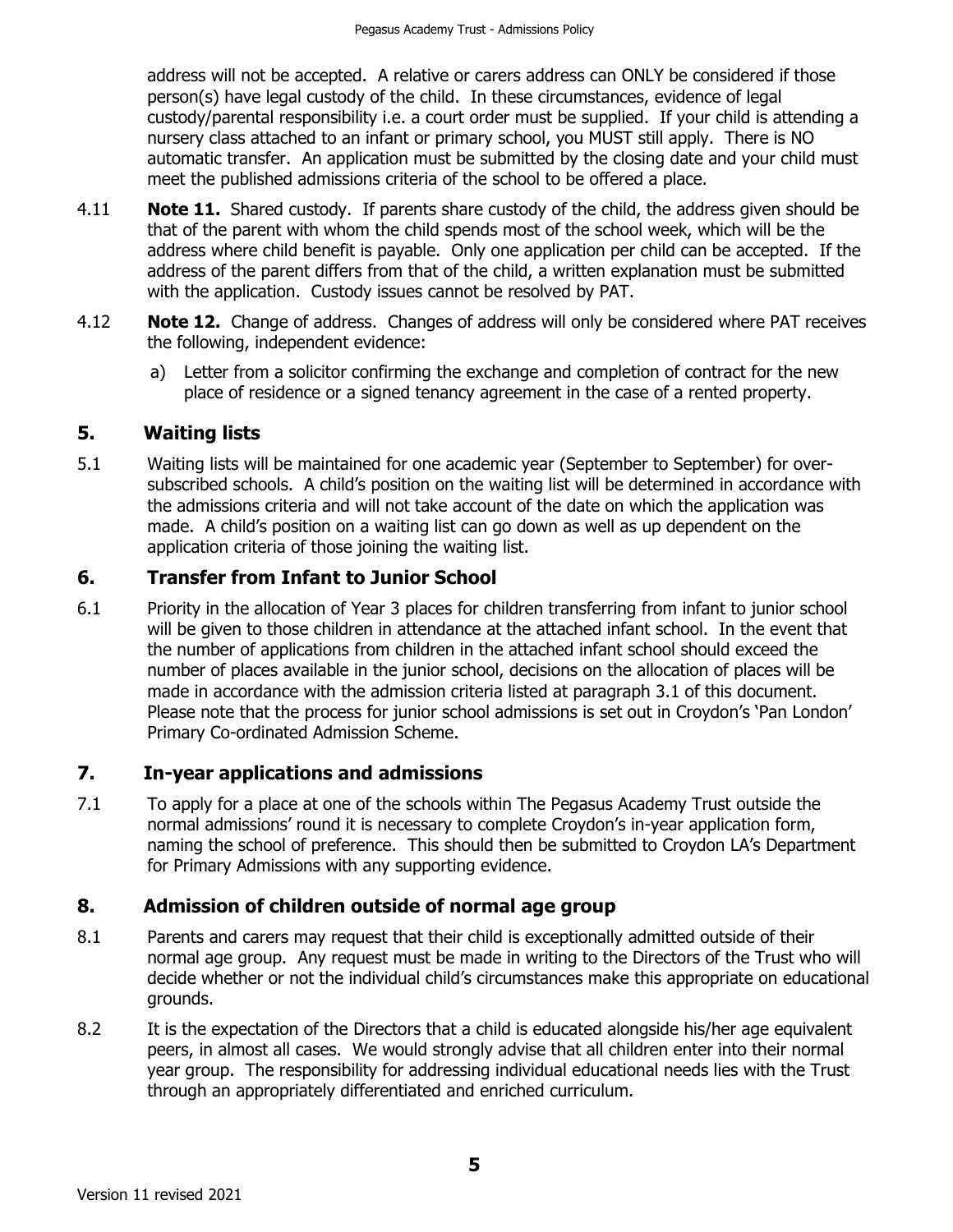address will not be accepted. A relative or carers address can ONLY be considered if those person(s) have legal custody of the child. In these circumstances, evidence of legal custody/parental responsibility i.e. a court order must be supplied. If your child is attending a nursery class attached to an infant or primary school, you MUST still apply. There is NO automatic transfer. An application must be submitted by the closing date and your child must meet the published admissions criteria of the school to be offered a place.

4.11 **Note 11.** Shared custody. If parents share custody of the child, the address given should be that of the parent with whom the child spends most of the school week, which will be the address where child benefit is payable. Only one application per child can be accepted. If the address of the parent differs from that of the child, a written explanation must be submitted with the application. Custody issues cannot be resolved by PAT.

4.12 **Note 12.** Change of address. Changes of address will only be considered where PAT receives the following, independent evidence:

a) Letter from a solicitor confirming the exchange and completion of contract for the new place of residence or a signed tenancy agreement in the case of a rented property.

## 5. Waiting lists

5.1 Waiting lists will be maintained for one academic year (September to September) for over-subscribed schools. A child's position on the waiting list will be determined in accordance with the admissions criteria and will not take account of the date on which the application was made. A child's position on a waiting list can go down as well as up dependent on the application criteria of those joining the waiting list.

## 6. Transfer from Infant to Junior School

6.1 Priority in the allocation of Year 3 places for children transferring from infant to junior school will be given to those children in attendance at the attached infant school. In the event that the number of applications from children in the attached infant school should exceed the number of places available in the junior school, decisions on the allocation of places will be made in accordance with the admission criteria listed at paragraph 3.1 of this document. Please note that the process for junior school admissions is set out in Croydon's 'Pan London' Primary Co-ordinated Admission Scheme.

## 7. In-year applications and admissions

7.1 To apply for a place at one of the schools within The Pegasus Academy Trust outside the normal admissions' round it is necessary to complete Croydon's in-year application form, naming the school of preference. This should then be submitted to Croydon LA's Department for Primary Admissions with any supporting evidence.

## 8. Admission of children outside of normal age group

8.1 Parents and carers may request that their child is exceptionally admitted outside of their normal age group. Any request must be made in writing to the Directors of the Trust who will decide whether or not the individual child's circumstances make this appropriate on educational grounds.

8.2 It is the expectation of the Directors that a child is educated alongside his/her age equivalent peers, in almost all cases. We would strongly advise that all children enter into their normal year group. The responsibility for addressing individual educational needs lies with the Trust through an appropriately differentiated and enriched curriculum.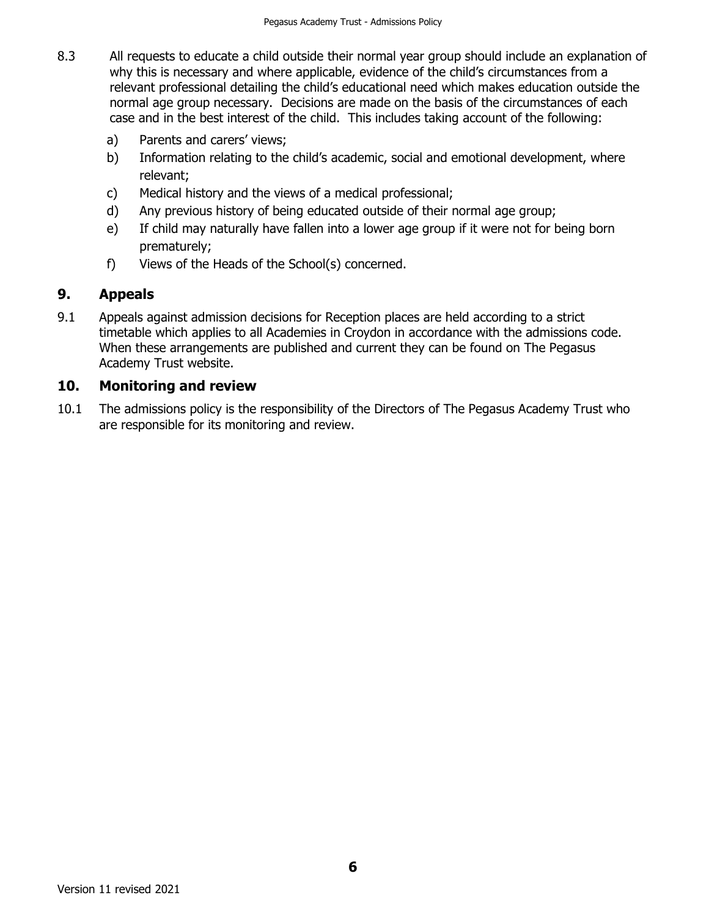8.3 All requests to educate a child outside their normal year group should include an explanation of why this is necessary and where applicable, evidence of the child's circumstances from a relevant professional detailing the child's educational need which makes education outside the normal age group necessary. Decisions are made on the basis of the circumstances of each case and in the best interest of the child. This includes taking account of the following:

a) Parents and carers' views;
b) Information relating to the child's academic, social and emotional development, where relevant;
c) Medical history and the views of a medical professional;
d) Any previous history of being educated outside of their normal age group;
e) If child may naturally have fallen into a lower age group if it were not for being born prematurely;
f) Views of the Heads of the School(s) concerned.

## 9. Appeals

9.1 Appeals against admission decisions for Reception places are held according to a strict timetable which applies to all Academies in Croydon in accordance with the admissions code. When these arrangements are published and current they can be found on The Pegasus Academy Trust website.

## 10. Monitoring and review

10.1 The admissions policy is the responsibility of the Directors of The Pegasus Academy Trust who are responsible for its monitoring and review.

Version 11 revised 2021